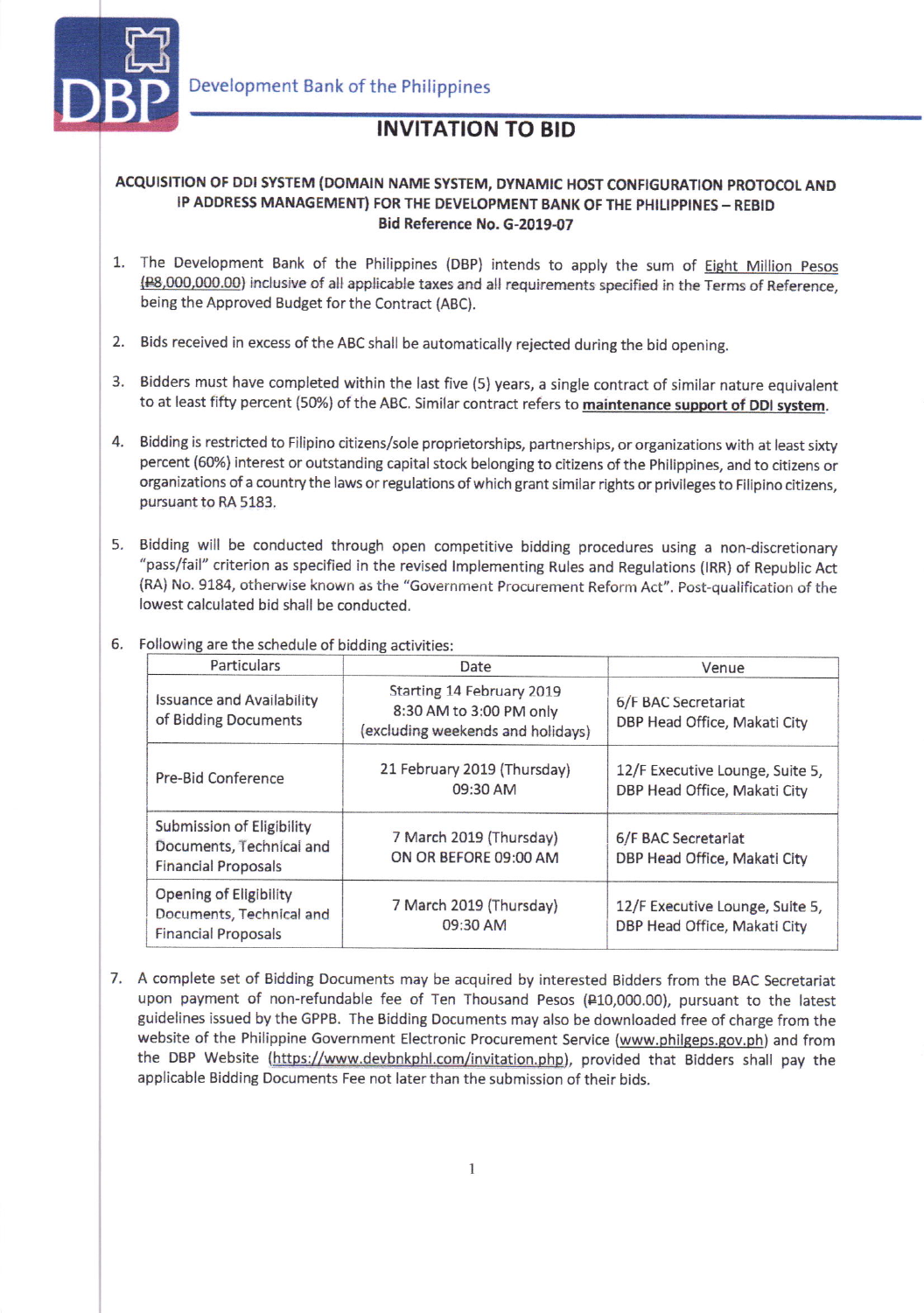Development Bank of the Philippines

# INVITATION TO BID

**ACQUISITION OF DDI SYSTEM (DOMAIN NAME SYSTEM, DYNAMIC HOST CONFIGURATION PROTOCOL AND IP ADDRESS MANAGEMENT) FOR THE DEVELOPMENT BANK OF THE PHILIPPINES – REBID**
**Bid Reference No. G-2019-07**

1. The Development Bank of the Philippines (DBP) intends to apply the sum of Eight Million Pesos (₱8,000,000.00) inclusive of all applicable taxes and all requirements specified in the Terms of Reference, being the Approved Budget for the Contract (ABC).

2. Bids received in excess of the ABC shall be automatically rejected during the bid opening.

3. Bidders must have completed within the last five (5) years, a single contract of similar nature equivalent to at least fifty percent (50%) of the ABC. Similar contract refers to **maintenance support of DDI system**.

4. Bidding is restricted to Filipino citizens/sole proprietorships, partnerships, or organizations with at least sixty percent (60%) interest or outstanding capital stock belonging to citizens of the Philippines, and to citizens or organizations of a country the laws or regulations of which grant similar rights or privileges to Filipino citizens, pursuant to RA 5183.

5. Bidding will be conducted through open competitive bidding procedures using a non-discretionary "pass/fail" criterion as specified in the revised Implementing Rules and Regulations (IRR) of Republic Act (RA) No. 9184, otherwise known as the "Government Procurement Reform Act". Post-qualification of the lowest calculated bid shall be conducted.

6. Following are the schedule of bidding activities:

| Particulars | Date | Venue |
|---|---|---|
| Issuance and Availability of Bidding Documents | Starting 14 February 2019<br>8:30 AM to 3:00 PM only<br>(excluding weekends and holidays) | 6/F BAC Secretariat<br>DBP Head Office, Makati City |
| Pre-Bid Conference | 21 February 2019 (Thursday)<br>09:30 AM | 12/F Executive Lounge, Suite 5,<br>DBP Head Office, Makati City |
| Submission of Eligibility Documents, Technical and Financial Proposals | 7 March 2019 (Thursday)<br>ON OR BEFORE 09:00 AM | 6/F BAC Secretariat<br>DBP Head Office, Makati City |
| Opening of Eligibility Documents, Technical and Financial Proposals | 7 March 2019 (Thursday)<br>09:30 AM | 12/F Executive Lounge, Suite 5,<br>DBP Head Office, Makati City |

7. A complete set of Bidding Documents may be acquired by interested Bidders from the BAC Secretariat upon payment of non-refundable fee of Ten Thousand Pesos (₱10,000.00), pursuant to the latest guidelines issued by the GPPB. The Bidding Documents may also be downloaded free of charge from the website of the Philippine Government Electronic Procurement Service (www.philgeps.gov.ph) and from the DBP Website (https://www.devbnkphl.com/invitation.php), provided that Bidders shall pay the applicable Bidding Documents Fee not later than the submission of their bids.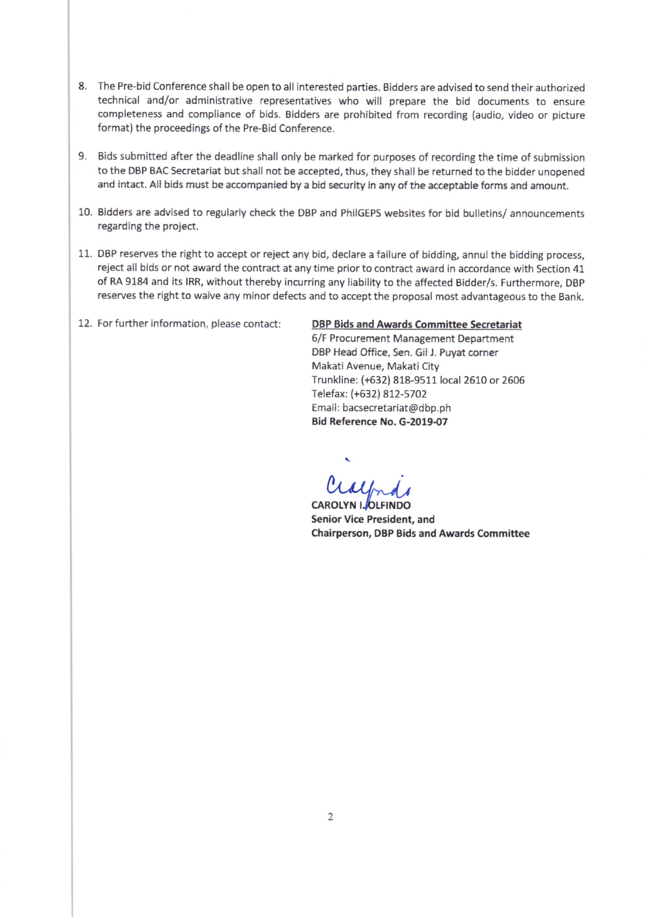8. The Pre-bid Conference shall be open to all interested parties. Bidders are advised to send their authorized technical and/or administrative representatives who will prepare the bid documents to ensure completeness and compliance of bids. Bidders are prohibited from recording (audio, video or picture format) the proceedings of the Pre-Bid Conference.

9. Bids submitted after the deadline shall only be marked for purposes of recording the time of submission to the DBP BAC Secretariat but shall not be accepted, thus, they shall be returned to the bidder unopened and intact. All bids must be accompanied by a bid security in any of the acceptable forms and amount.

10. Bidders are advised to regularly check the DBP and PhilGEPS websites for bid bulletins/ announcements regarding the project.

11. DBP reserves the right to accept or reject any bid, declare a failure of bidding, annul the bidding process, reject all bids or not award the contract at any time prior to contract award in accordance with Section 41 of RA 9184 and its IRR, without thereby incurring any liability to the affected Bidder/s. Furthermore, DBP reserves the right to waive any minor defects and to accept the proposal most advantageous to the Bank.

12. For further information, please contact:

**DBP Bids and Awards Committee Secretariat**
6/F Procurement Management Department
DBP Head Office, Sen. Gil J. Puyat corner
Makati Avenue, Makati City
Trunkline: (+632) 818-9511 local 2610 or 2606
Telefax: (+632) 812-5702
Email: bacsecretariat@dbp.ph
**Bid Reference No. G-2019-07**

CAROLYN I. OLFINDO
**Senior Vice President, and**
**Chairperson, DBP Bids and Awards Committee**